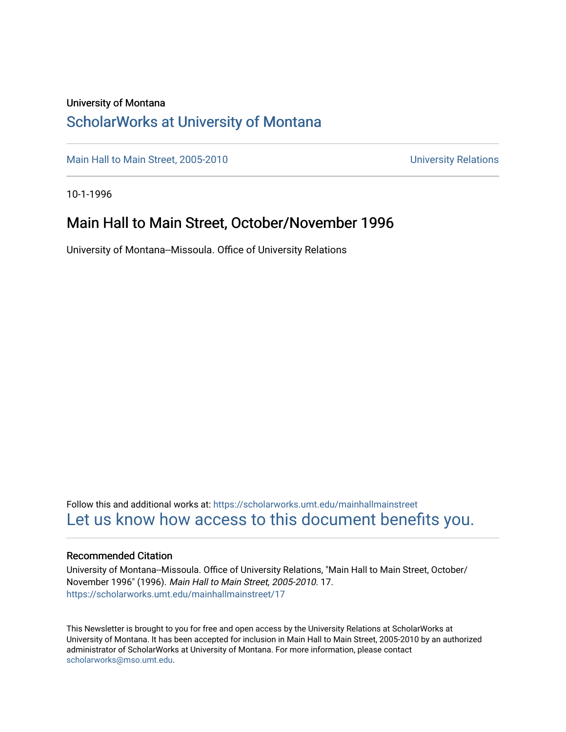University of Montana

## ScholarWorks at University of Montana

Main Hall to Main Street, 2005-2010 University Relations

10-1-1996

# Main Hall to Main Street, October/November 1996

University of Montana--Missoula. Office of University Relations

Follow this and additional works at: https://scholarworks.umt.edu/mainhallmainstreet

Let us know how access to this document benefits you.

### Recommended Citation

University of Montana--Missoula. Office of University Relations, "Main Hall to Main Street, October/November 1996" (1996). *Main Hall to Main Street, 2005-2010*. 17.
https://scholarworks.umt.edu/mainhallmainstreet/17

This Newsletter is brought to you for free and open access by the University Relations at ScholarWorks at University of Montana. It has been accepted for inclusion in Main Hall to Main Street, 2005-2010 by an authorized administrator of ScholarWorks at University of Montana. For more information, please contact scholarworks@mso.umt.edu.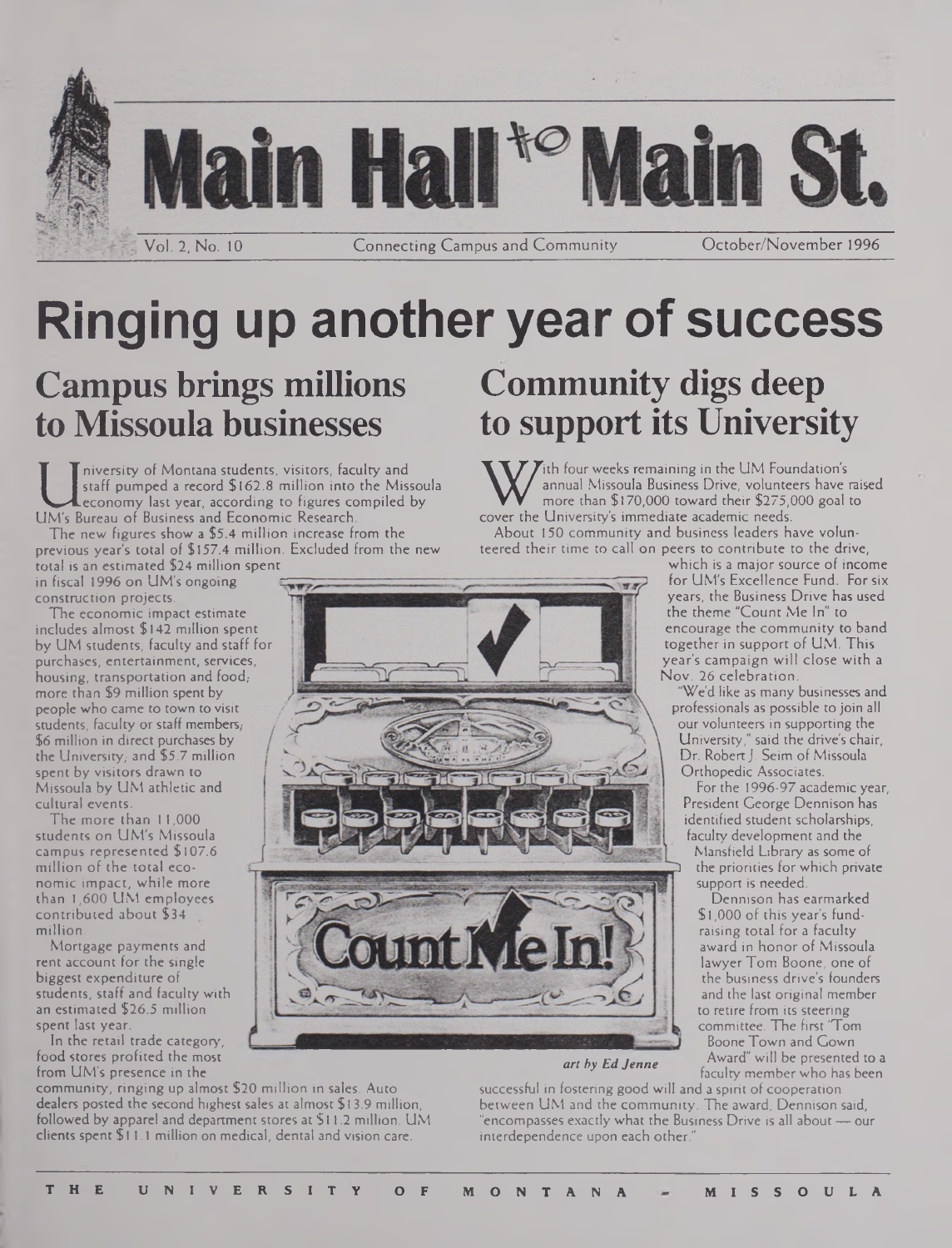# Main Hall to Main St.

Vol. 2, No. 10 — Connecting Campus and Community — October/November 1996

# Ringing up another year of success

## Campus brings millions to Missoula businesses

University of Montana students, visitors, faculty and staff pumped a record $162.8 million into the Missoula economy last year, according to figures compiled by UM's Bureau of Business and Economic Research.

The new figures show a $5.4 million increase from the previous year's total of $157.4 million. Excluded from the new total is an estimated $24 million spent in fiscal 1996 on UM's ongoing construction projects.

The economic impact estimate includes almost $142 million spent by UM students, faculty and staff for purchases, entertainment, services, housing, transportation and food; more than $9 million spent by people who came to town to visit students, faculty or staff members; $6 million in direct purchases by the University; and $5.7 million spent by visitors drawn to Missoula by UM athletic and cultural events.

The more than 11,000 students on UM's Missoula campus represented $107.6 million of the total economic impact, while more than 1,600 UM employees contributed about $34 million.

Mortgage payments and rent account for the single biggest expenditure of students, staff and faculty with an estimated $26.5 million spent last year.

In the retail trade category, food stores profited the most from UM's presence in the community, ringing up almost $20 million in sales. Auto dealers posted the second highest sales at almost $13.9 million, followed by apparel and department stores at $11.2 million. UM clients spent $11.1 million on medical, dental and vision care.

## Community digs deep to support its University

With four weeks remaining in the UM Foundation's annual Missoula Business Drive, volunteers have raised more than $170,000 toward their $275,000 goal to cover the University's immediate academic needs.

About 150 community and business leaders have volunteered their time to call on peers to contribute to the drive, which is a major source of income for UM's Excellence Fund. For six years, the Business Drive has used the theme "Count Me In" to encourage the community to band together in support of UM. This year's campaign will close with a Nov. 26 celebration.

"We'd like as many businesses and professionals as possible to join all our volunteers in supporting the University," said the drive's chair, Dr. Robert J. Seim of Missoula Orthopedic Associates.

For the 1996-97 academic year, President George Dennison has identified student scholarships, faculty development and the Mansfield Library as some of the priorities for which private support is needed.

Dennison has earmarked $1,000 of this year's fundraising total for a faculty award in honor of Missoula lawyer Tom Boone, one of the business drive's founders and the last original member to retire from its steering committee. The first "Tom Boone Town and Gown Award" will be presented to a faculty member who has been successful in fostering good will and a spirit of cooperation between UM and the community. The award, Dennison said, "encompasses exactly what the Business Drive is all about — our interdependence upon each other."

*art by Ed Jenne*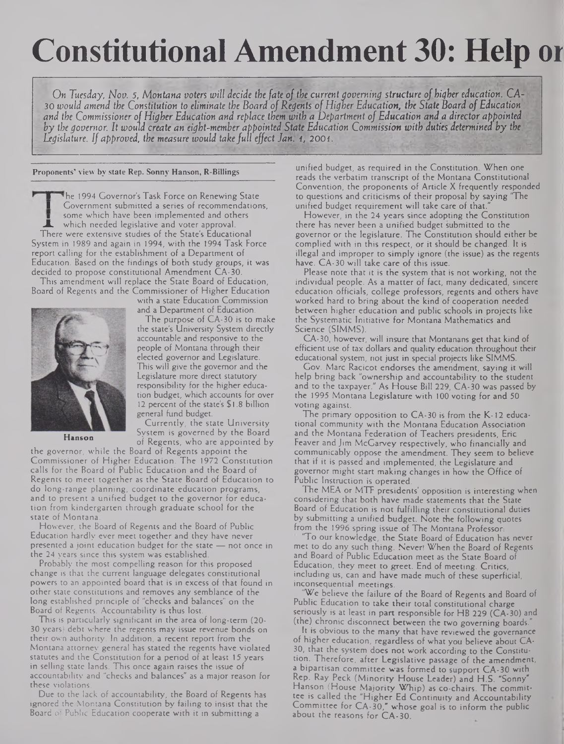# Constitutional Amendment 30: Help or

*On Tuesday, Nov. 5, Montana voters will decide the fate of the current governing structure of higher education. CA-30 would amend the Constitution to eliminate the Board of Regents of Higher Education, the State Board of Education and the Commissioner of Higher Education and replace them with a Department of Education and a director appointed by the governor. It would create an eight-member appointed State Education Commission with duties determined by the Legislature. If approved, the measure would take full effect Jan. 1, 2001.*

**Proponents' view by state Rep. Sonny Hanson, R-Billings**

The 1994 Governor's Task Force on Renewing State Government submitted a series of recommendations, some which have been implemented and others which needed legislative and voter approval.

There were extensive studies of the State's Educational System in 1989 and again in 1994, with the 1994 Task Force report calling for the establishment of a Department of Education. Based on the findings of both study groups, it was decided to propose constitutional Amendment CA-30.

This amendment will replace the State Board of Education, Board of Regents and the Commissioner of Higher Education with a state Education Commission and a Department of Education.

Hanson

The purpose of CA-30 is to make the state's University System directly accountable and responsive to the people of Montana through their elected governor and Legislature. This will give the governor and the Legislature more direct statutory responsibility for the higher education budget, which accounts for over 12 percent of the state's $1.8 billion general fund budget.

Currently, the state University System is governed by the Board of Regents, who are appointed by the governor, while the Board of Regents appoint the Commissioner of Higher Education. The 1972 Constitution calls for the Board of Public Education and the Board of Regents to meet together as the State Board of Education to do long-range planning, coordinate education programs, and to present a unified budget to the governor for education from kindergarten through graduate school for the state of Montana.

However, the Board of Regents and the Board of Public Education hardly ever meet together and they have never presented a joint education budget for the state — not once in the 24 years since this system was established.

Probably the most compelling reason for this proposed change is that the current language delegates constitutional powers to an appointed board that is in excess of that found in other state constitutions and removes any semblance of the long established principle of "checks and balances" on the Board of Regents. Accountability is thus lost.

This is particularly significant in the area of long-term (20-30 years) debt where the regents may issue revenue bonds on their own authority. In addition, a recent report from the Montana attorney general has stated the regents have violated statutes and the Constitution for a period of at least 15 years in selling state lands. This once again raises the issue of accountability and "checks and balances" as a major reason for these violations.

Due to the lack of accountability, the Board of Regents has ignored the Montana Constitution by failing to insist that the Board of Public Education cooperate with it in submitting a unified budget, as required in the Constitution. When one reads the verbatim transcript of the Montana Constitutional Convention, the proponents of Article X frequently responded to questions and criticisms of their proposal by saying "The unified budget requirement will take care of that."

However, in the 24 years since adopting the Constitution there has never been a unified budget submitted to the governor or the legislature. The Constitution should either be complied with in this respect, or it should be changed. It is illegal and improper to simply ignore (the issue) as the regents have. CA-30 will take care of this issue.

Please note that it is the system that is not working, not the individual people. As a matter of fact, many dedicated, sincere education officials, college professors, regents and others have worked hard to bring about the kind of cooperation needed between higher education and public schools in projects like the Systematic Initiative for Montana Mathematics and Science (SIMMS).

CA-30, however, will insure that Montanans get that kind of efficient use of tax dollars and quality education through their educational system, not just in special projects like SIMMS.

Gov. Marc Racicot endorses the amendment, saying it will help bring back "ownership and accountability to the student and to the taxpayer." As House Bill 229, CA-30 was passed by the 1995 Montana Legislature with 100 voting for and 50 voting against.

The primary opposition to CA-30 is from the K-12 educational community with the Montana Education Association and the Montana Federation of Teachers presidents, Eric Feaver and Jim McGarvey respectively, who financially and communicably oppose the amendment. They seem to believe that if it is passed and implemented, the Legislature and governor might start making changes in how the Office of Public Instruction is operated.

The MEA or MTF presidents' opposition is interesting when considering that both have made statements that the State Board of Education is not fulfilling their constitutional duties by submitting a unified budget. Note the following quotes from the 1996 spring issue of The Montana Professor:

"To our knowledge, the State Board of Education has never met to do any such thing. Never! When the Board of Regents and Board of Public Education meet as the State Board of Education, they meet to greet. End of meeting. Critics, including us, can and have made much of these superficial, inconsequential meetings.

"We believe the failure of the Board of Regents and Board of Public Education to take their total constitutional charge seriously is at least in part responsible for HB 229 (CA-30) and (the) chronic disconnect between the two governing boards."

It is obvious to the many that have reviewed the governance of higher education, regardless of what you believe about CA-30, that the system does not work according to the Constitution. Therefore, after Legislative passage of the amendment, a bipartisan committee was formed to support CA-30 with Rep. Ray Peck (Minority House Leader) and H.S. "Sonny" Hanson (House Majority Whip) as co-chairs. The committee is called the "Higher Ed Continuity and Accountability Committee for CA-30," whose goal is to inform the public about the reasons for CA-30.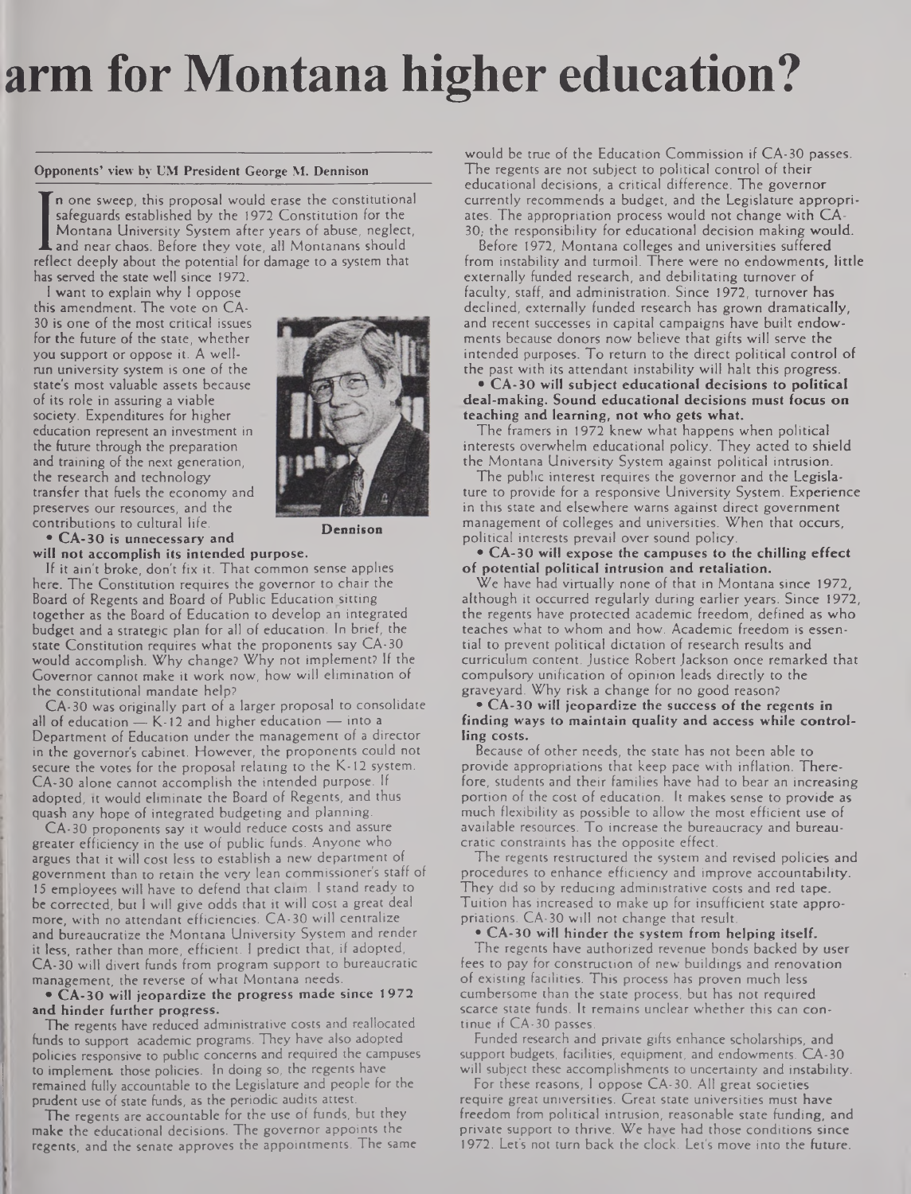# arm for Montana higher education?

#### Opponents' view by UM President George M. Dennison

In one sweep, this proposal would erase the constitutional safeguards established by the 1972 Constitution for the Montana University System after years of abuse, neglect, and near chaos. Before they vote, all Montanans should reflect deeply about the potential for damage to a system that has served the state well since 1972.

I want to explain why I oppose this amendment. The vote on CA-30 is one of the most critical issues for the future of the state, whether you support or oppose it. A well-run university system is one of the state's most valuable assets because of its role in assuring a viable society. Expenditures for higher education represent an investment in the future through the preparation and training of the next generation, the research and technology transfer that fuels the economy and preserves our resources, and the contributions to cultural life.

Dennison

**• CA-30 is unnecessary and will not accomplish its intended purpose.**

If it ain't broke, don't fix it. That common sense applies here. The Constitution requires the governor to chair the Board of Regents and Board of Public Education sitting together as the Board of Education to develop an integrated budget and a strategic plan for all of education. In brief, the state Constitution requires what the proponents say CA-30 would accomplish. Why change? Why not implement? If the Governor cannot make it work now, how will elimination of the constitutional mandate help?

CA-30 was originally part of a larger proposal to consolidate all of education — K-12 and higher education — into a Department of Education under the management of a director in the governor's cabinet. However, the proponents could not secure the votes for the proposal relating to the K-12 system. CA-30 alone cannot accomplish the intended purpose. If adopted, it would eliminate the Board of Regents, and thus quash any hope of integrated budgeting and planning.

CA-30 proponents say it would reduce costs and assure greater efficiency in the use of public funds. Anyone who argues that it will cost less to establish a new department of government than to retain the very lean commissioner's staff of 15 employees will have to defend that claim. I stand ready to be corrected, but I will give odds that it will cost a great deal more, with no attendant efficiencies. CA-30 will centralize and bureaucratize the Montana University System and render it less, rather than more, efficient. I predict that, if adopted, CA-30 will divert funds from program support to bureaucratic management, the reverse of what Montana needs.

**• CA-30 will jeopardize the progress made since 1972 and hinder further progress.**

The regents have reduced administrative costs and reallocated funds to support academic programs. They have also adopted policies responsive to public concerns and required the campuses to implement those policies. In doing so, the regents have remained fully accountable to the Legislature and people for the prudent use of state funds, as the periodic audits attest.

The regents are accountable for the use of funds, but they make the educational decisions. The governor appoints the regents, and the senate approves the appointments. The same would be true of the Education Commission if CA-30 passes. The regents are not subject to political control of their educational decisions, a critical difference. The governor currently recommends a budget, and the Legislature appropriates. The appropriation process would not change with CA-30; the responsibility for educational decision making would.

Before 1972, Montana colleges and universities suffered from instability and turmoil. There were no endowments, little externally funded research, and debilitating turnover of faculty, staff, and administration. Since 1972, turnover has declined, externally funded research has grown dramatically, and recent successes in capital campaigns have built endowments because donors now believe that gifts will serve the intended purposes. To return to the direct political control of the past with its attendant instability will halt this progress.

**• CA-30 will subject educational decisions to political deal-making. Sound educational decisions must focus on teaching and learning, not who gets what.**

The framers in 1972 knew what happens when political interests overwhelm educational policy. They acted to shield the Montana University System against political intrusion.

The public interest requires the governor and the Legislature to provide for a responsive University System. Experience in this state and elsewhere warns against direct government management of colleges and universities. When that occurs, political interests prevail over sound policy.

**• CA-30 will expose the campuses to the chilling effect of potential political intrusion and retaliation.**

We have had virtually none of that in Montana since 1972, although it occurred regularly during earlier years. Since 1972, the regents have protected academic freedom, defined as who teaches what to whom and how. Academic freedom is essential to prevent political dictation of research results and curriculum content. Justice Robert Jackson once remarked that compulsory unification of opinion leads directly to the graveyard. Why risk a change for no good reason?

**• CA-30 will jeopardize the success of the regents in finding ways to maintain quality and access while controlling costs.**

Because of other needs, the state has not been able to provide appropriations that keep pace with inflation. Therefore, students and their families have had to bear an increasing portion of the cost of education. It makes sense to provide as much flexibility as possible to allow the most efficient use of available resources. To increase the bureaucracy and bureaucratic constraints has the opposite effect.

The regents restructured the system and revised policies and procedures to enhance efficiency and improve accountability. They did so by reducing administrative costs and red tape. Tuition has increased to make up for insufficient state appropriations. CA-30 will not change that result.

**• CA-30 will hinder the system from helping itself.**

The regents have authorized revenue bonds backed by user fees to pay for construction of new buildings and renovation of existing facilities. This process has proven much less cumbersome than the state process, but has not required scarce state funds. It remains unclear whether this can continue if CA-30 passes.

Funded research and private gifts enhance scholarships, and support budgets, facilities, equipment, and endowments. CA-30 will subject these accomplishments to uncertainty and instability.

For these reasons, I oppose CA-30. All great societies require great universities. Great state universities must have freedom from political intrusion, reasonable state funding, and private support to thrive. We have had those conditions since 1972. Let's not turn back the clock. Let's move into the future.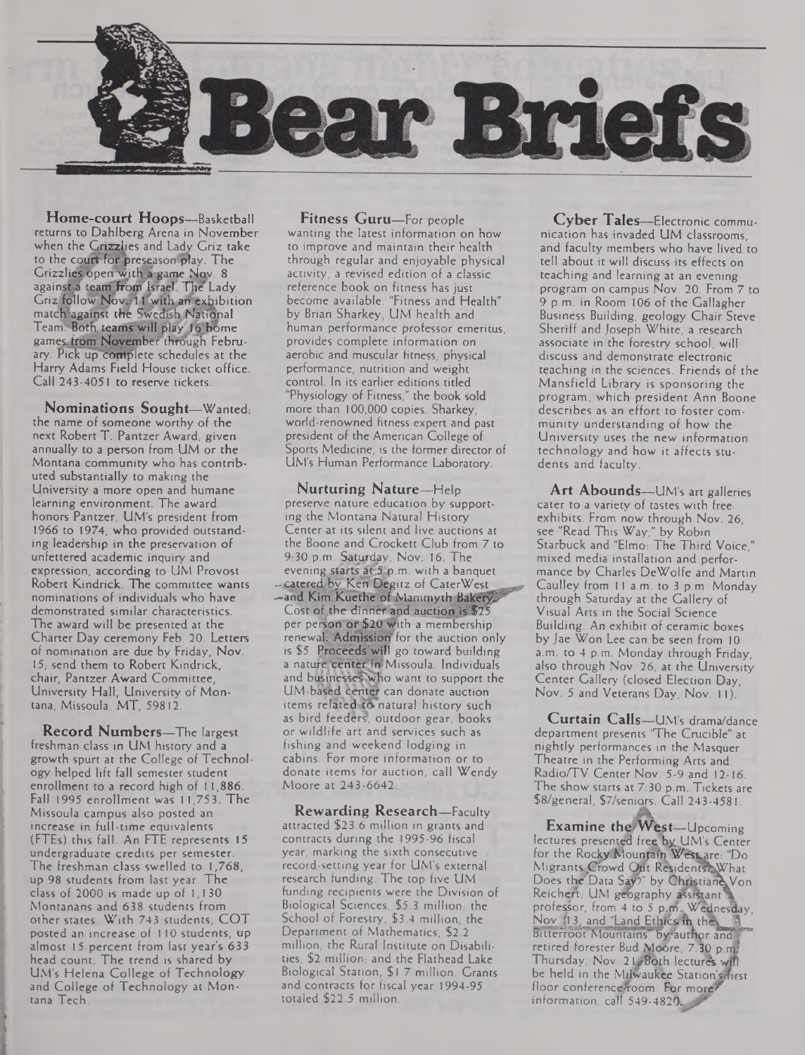# Bear Briefs

**Home-court Hoops**—Basketball returns to Dahlberg Arena in November when the Grizzlies and Lady Griz take to the court for preseason play. The Grizzlies open with a game Nov. 8 against a team from Israel. The Lady Griz follow Nov. 11 with an exhibition match against the Swedish National Team. Both teams will play 16 home games from November through February. Pick up complete schedules at the Harry Adams Field House ticket office. Call 243-4051 to reserve tickets.

**Nominations Sought**—Wanted: the name of someone worthy of the next Robert T. Pantzer Award, given annually to a person from UM or the Montana community who has contributed substantially to making the University a more open and humane learning environment. The award honors Pantzer, UM's president from 1966 to 1974, who provided outstanding leadership in the preservation of unfettered academic inquiry and expression, according to UM Provost Robert Kindrick. The committee wants nominations of individuals who have demonstrated similar characteristics. The award will be presented at the Charter Day ceremony Feb. 20. Letters of nomination are due by Friday, Nov. 15; send them to Robert Kindrick, chair, Pantzer Award Committee, University Hall, University of Montana, Missoula, MT, 59812.

**Record Numbers**—The largest freshman class in UM history and a growth spurt at the College of Technology helped lift fall semester student enrollment to a record high of 11,886. Fall 1995 enrollment was 11,753. The Missoula campus also posted an increase in full-time equivalents (FTEs) this fall. An FTE represents 15 undergraduate credits per semester. The freshman class swelled to 1,768, up 98 students from last year. The class of 2000 is made up of 1,130 Montanans and 638 students from other states. With 743 students, COT posted an increase of 110 students, up almost 15 percent from last year's 633 head count. The trend is shared by UM's Helena College of Technology and College of Technology at Montana Tech.

**Fitness Guru**—For people wanting the latest information on how to improve and maintain their health through regular and enjoyable physical activity, a revised edition of a classic reference book on fitness has just become available. "Fitness and Health" by Brian Sharkey, UM health and human performance professor emeritus, provides complete information on aerobic and muscular fitness, physical performance, nutrition and weight control. In its earlier editions titled "Physiology of Fitness," the book sold more than 100,000 copies. Sharkey, world-renowned fitness expert and past president of the American College of Sports Medicine, is the former director of UM's Human Performance Laboratory.

**Nurturing Nature**—Help preserve nature education by supporting the Montana Natural History Center at its silent and live auctions at the Boone and Crockett Club from 7 to 9:30 p.m. Saturday, Nov. 16. The evening starts at 5 p.m. with a banquet catered by Ken Degitz of CaterWest and Kim Kuethe of Mammyth Bakery. Cost of the dinner and auction is $25 per person or $20 with a membership renewal. Admission for the auction only is $5. Proceeds will go toward building a nature center in Missoula. Individuals and businesses who want to support the UM-based center can donate auction items related to natural history such as bird feeders, outdoor gear, books or wildlife art and services such as fishing and weekend lodging in cabins. For more information or to donate items for auction, call Wendy Moore at 243-6642.

**Rewarding Research**—Faculty attracted $23.6 million in grants and contracts during the 1995-96 fiscal year, marking the sixth consecutive record-setting year for UM's external research funding. The top five UM funding recipients were the Division of Biological Sciences, $5.3 million; the School of Forestry, $3.4 million; the Department of Mathematics, $2.2 million; the Rural Institute on Disabilities, $2 million; and the Flathead Lake Biological Station, $1.7 million. Grants and contracts for fiscal year 1994-95 totaled $22.5 million.

**Cyber Tales**—Electronic communication has invaded UM classrooms, and faculty members who have lived to tell about it will discuss its effects on teaching and learning at an evening program on campus Nov. 20. From 7 to 9 p.m. in Room 106 of the Gallagher Business Building, geology Chair Steve Sheriff and Joseph White, a research associate in the forestry school, will discuss and demonstrate electronic teaching in the sciences. Friends of the Mansfield Library is sponsoring the program, which president Ann Boone describes as an effort to foster community understanding of how the University uses the new information technology and how it affects students and faculty.

**Art Abounds**—UM's art galleries cater to a variety of tastes with free exhibits. From now through Nov. 26, see "Read This Way," by Robin Starbuck and "Elmo: The Third Voice," mixed media installation and performance by Charles DeWolfe and Martin Caulley from 11 a.m. to 3 p.m. Monday through Saturday at the Gallery of Visual Arts in the Social Science Building. An exhibit of ceramic boxes by Jae Won Lee can be seen from 10 a.m. to 4 p.m. Monday through Friday, also through Nov. 26, at the University Center Gallery (closed Election Day, Nov. 5 and Veterans Day, Nov. 11).

**Curtain Calls**—UM's drama/dance department presents "The Crucible" at nightly performances in the Masquer Theatre in the Performing Arts and Radio/TV Center Nov. 5-9 and 12-16. The show starts at 7:30 p.m. Tickets are $8/general, $7/seniors. Call 243-4581.

**Examine the West**—Upcoming lectures presented free by UM's Center for the Rocky Mountain West are: "Do Migrants Crowd Out Residents? What Does the Data Say?" by Christiane Von Reichert, UM geography assistant professor, from 4 to 5 p.m. Wednesday, Nov. 13, and "Land Ethics in the Bitterroot Mountains" by author and retired forester Bud Moore, 7:30 p.m. Thursday, Nov. 21. Both lectures will be held in the Milwaukee Station's first floor conference room. For more information, call 549-4820.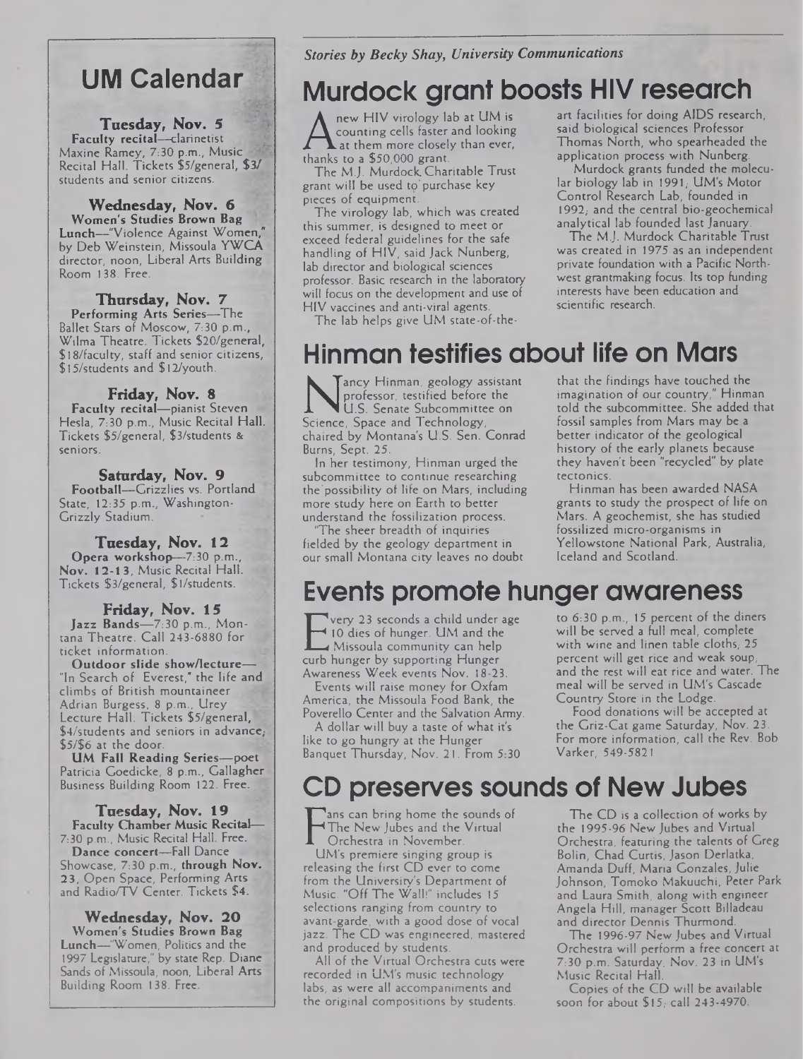## UM Calendar

**Tuesday, Nov. 5**
**Faculty recital**—clarinetist Maxine Ramey, 7:30 p.m., Music Recital Hall. Tickets $5/general, $3/ students and senior citizens.

**Wednesday, Nov. 6**
**Women's Studies Brown Bag Lunch**—"Violence Against Women," by Deb Weinstein, Missoula YWCA director, noon, Liberal Arts Building Room 138. Free.

**Thursday, Nov. 7**
**Performing Arts Series**—The Ballet Stars of Moscow, 7:30 p.m., Wilma Theatre. Tickets $20/general, $18/faculty, staff and senior citizens, $15/students and $12/youth.

**Friday, Nov. 8**
**Faculty recital**—pianist Steven Hesla, 7:30 p.m., Music Recital Hall. Tickets $5/general, $3/students & seniors.

**Saturday, Nov. 9**
**Football**—Grizzlies vs. Portland State, 12:35 p.m., Washington-Grizzly Stadium.

**Tuesday, Nov. 12**
**Opera workshop**—7:30 p.m., **Nov. 12-13**, Music Recital Hall. Tickets $3/general, $1/students.

**Friday, Nov. 15**
**Jazz Bands**—7:30 p.m., Montana Theatre. Call 243-6880 for ticket information.

**Outdoor slide show/lecture**—"In Search of Everest," the life and climbs of British mountaineer Adrian Burgess, 8 p.m., Urey Lecture Hall. Tickets $5/general, $4/students and seniors in advance; $5/$6 at the door.

**UM Fall Reading Series**—poet Patricia Goedicke, 8 p.m., Gallagher Business Building Room 122. Free.

**Tuesday, Nov. 19**
**Faculty Chamber Music Recital**—7:30 p.m., Music Recital Hall. Free.

**Dance concert**—Fall Dance Showcase, 7:30 p.m., **through Nov. 23**, Open Space, Performing Arts and Radio/TV Center. Tickets $4.

**Wednesday, Nov. 20**
**Women's Studies Brown Bag Lunch**—"Women, Politics and the 1997 Legislature," by state Rep. Diane Sands of Missoula, noon, Liberal Arts Building Room 138. Free.

*Stories by Becky Shay, University Communications*

# Murdock grant boosts HIV research

A new HIV virology lab at UM is counting cells faster and looking at them more closely than ever, thanks to a $50,000 grant.

The M.J. Murdock Charitable Trust grant will be used to purchase key pieces of equipment.

The virology lab, which was created this summer, is designed to meet or exceed federal guidelines for the safe handling of HIV, said Jack Nunberg, lab director and biological sciences professor. Basic research in the laboratory will focus on the development and use of HIV vaccines and anti-viral agents.

The lab helps give UM state-of-the-art facilities for doing AIDS research, said biological sciences Professor Thomas North, who spearheaded the application process with Nunberg.

Murdock grants funded the molecular biology lab in 1991; UM's Motor Control Research Lab, founded in 1992; and the central bio-geochemical analytical lab founded last January.

The M.J. Murdock Charitable Trust was created in 1975 as an independent private foundation with a Pacific Northwest grantmaking focus. Its top funding interests have been education and scientific research.

# Hinman testifies about life on Mars

Nancy Hinman, geology assistant professor, testified before the U.S. Senate Subcommittee on Science, Space and Technology, chaired by Montana's U.S. Sen. Conrad Burns, Sept. 25.

In her testimony, Hinman urged the subcommittee to continue researching the possibility of life on Mars, including more study here on Earth to better understand the fossilization process.

"The sheer breadth of inquiries fielded by the geology department in our small Montana city leaves no doubt that the findings have touched the imagination of our country," Hinman told the subcommittee. She added that fossil samples from Mars may be a better indicator of the geological history of the early planets because they haven't been "recycled" by plate tectonics.

Hinman has been awarded NASA grants to study the prospect of life on Mars. A geochemist, she has studied fossilized micro-organisms in Yellowstone National Park, Australia, Iceland and Scotland.

# Events promote hunger awareness

Every 23 seconds a child under age 10 dies of hunger. UM and the Missoula community can help curb hunger by supporting Hunger Awareness Week events Nov. 18-23.

Events will raise money for Oxfam America, the Missoula Food Bank, the Poverello Center and the Salvation Army.

A dollar will buy a taste of what it's like to go hungry at the Hunger Banquet Thursday, Nov. 21. From 5:30 to 6:30 p.m., 15 percent of the diners will be served a full meal, complete with wine and linen table cloths; 25 percent will get rice and weak soup; and the rest will eat rice and water. The meal will be served in UM's Cascade Country Store in the Lodge.

Food donations will be accepted at the Griz-Cat game Saturday, Nov. 23. For more information, call the Rev. Bob Varker, 549-5821.

# CD preserves sounds of New Jubes

Fans can bring home the sounds of The New Jubes and the Virtual Orchestra in November.

UM's premiere singing group is releasing the first CD ever to come from the University's Department of Music. "Off The Wall!" includes 15 selections ranging from country to avant-garde, with a good dose of vocal jazz. The CD was engineered, mastered and produced by students.

All of the Virtual Orchestra cuts were recorded in UM's music technology labs, as were all accompaniments and the original compositions by students.

The CD is a collection of works by the 1995-96 New Jubes and Virtual Orchestra, featuring the talents of Greg Bolin, Chad Curtis, Jason Derlatka, Amanda Duff, Maria Gonzales, Julie Johnson, Tomoko Makuuchi, Peter Park and Laura Smith, along with engineer Angela Hill, manager Scott Billadeau and director Dennis Thurmond.

The 1996-97 New Jubes and Virtual Orchestra will perform a free concert at 7:30 p.m. Saturday, Nov. 23 in UM's Music Recital Hall.

Copies of the CD will be available soon for about $15; call 243-4970.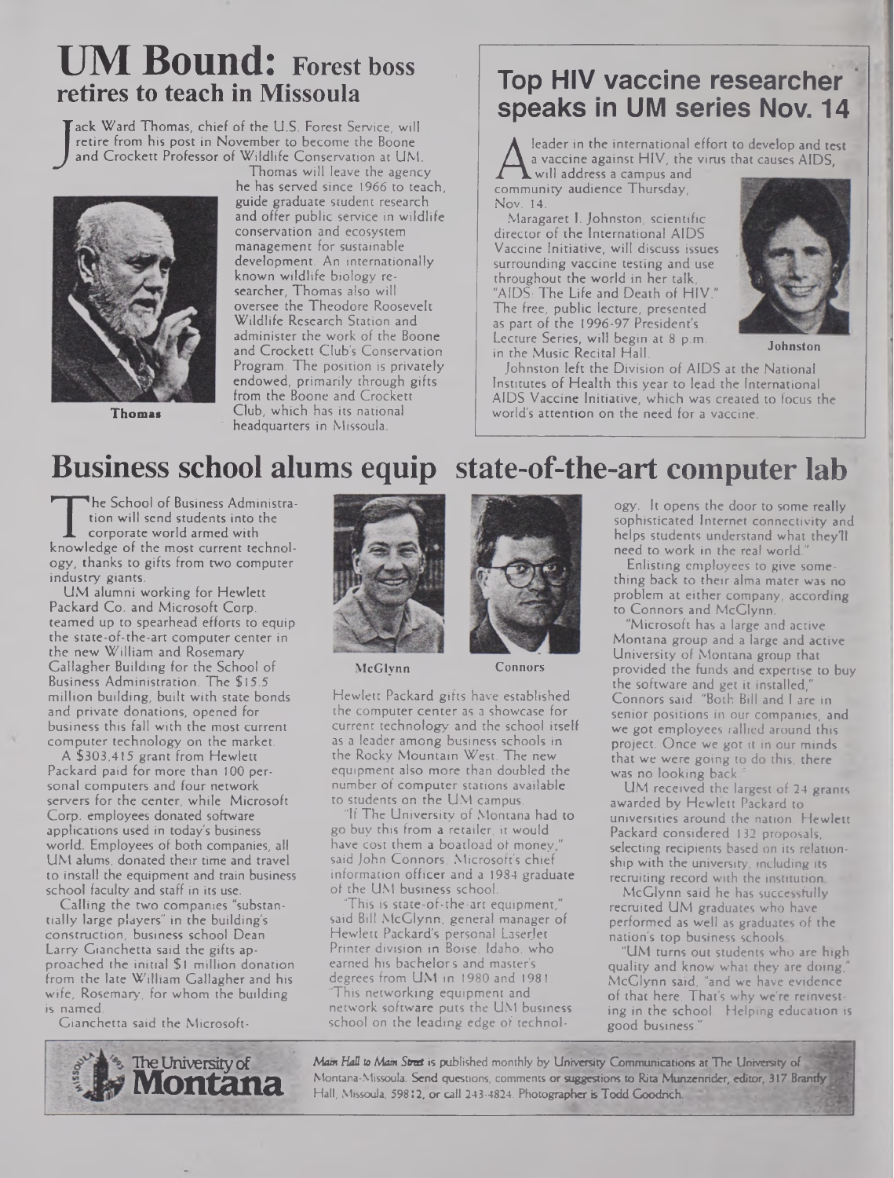# UM Bound: Forest boss retires to teach in Missoula

Jack Ward Thomas, chief of the U.S. Forest Service, will retire from his post in November to become the Boone and Crockett Professor of Wildlife Conservation at UM.

Thomas

Thomas will leave the agency he has served since 1966 to teach, guide graduate student research and offer public service in wildlife conservation and ecosystem management for sustainable development. An internationally known wildlife biology researcher, Thomas also will oversee the Theodore Roosevelt Wildlife Research Station and administer the work of the Boone and Crockett Club's Conservation Program. The position is privately endowed, primarily through gifts from the Boone and Crockett Club, which has its national headquarters in Missoula.

## Top HIV vaccine researcher speaks in UM series Nov. 14

A leader in the international effort to develop and test a vaccine against HIV, the virus that causes AIDS, will address a campus and community audience Thursday, Nov. 14.

Maragaret I. Johnston, scientific director of the International AIDS Vaccine Initiative, will discuss issues surrounding vaccine testing and use throughout the world in her talk, "AIDS: The Life and Death of HIV." The free, public lecture, presented as part of the 1996-97 President's Lecture Series, will begin at 8 p.m. in the Music Recital Hall.

Johnston

Johnston left the Division of AIDS at the National Institutes of Health this year to lead the International AIDS Vaccine Initiative, which was created to focus the world's attention on the need for a vaccine.

# Business school alums equip state-of-the-art computer lab

The School of Business Administration will send students into the corporate world armed with knowledge of the most current technology, thanks to gifts from two computer industry giants.

UM alumni working for Hewlett Packard Co. and Microsoft Corp. teamed up to spearhead efforts to equip the state-of-the-art computer center in the new William and Rosemary Gallagher Building for the School of Business Administration. The $15.5 million building, built with state bonds and private donations, opened for business this fall with the most current computer technology on the market.

A $303,415 grant from Hewlett Packard paid for more than 100 personal computers and four network servers for the center, while Microsoft Corp. employees donated software applications used in today's business world. Employees of both companies, all UM alums, donated their time and travel to install the equipment and train business school faculty and staff in its use.

Calling the two companies "substantially large players" in the building's construction, business school Dean Larry Gianchetta said the gifts approached the initial $1 million donation from the late William Gallagher and his wife, Rosemary, for whom the building is named.

Gianchetta said the Microsoft-Hewlett Packard gifts have established the computer center as a showcase for current technology and the school itself as a leader among business schools in the Rocky Mountain West. The new equipment also more than doubled the number of computer stations available to students on the UM campus.

McGlynn

Connors

"If The University of Montana had to go buy this from a retailer, it would have cost them a boatload of money," said John Connors, Microsoft's chief information officer and a 1984 graduate of the UM business school.

"This is state-of-the-art equipment," said Bill McGlynn, general manager of Hewlett Packard's personal LaserJet Printer division in Boise, Idaho, who earned his bachelor's and master's degrees from UM in 1980 and 1981. "This networking equipment and network software puts the UM business school on the leading edge of technology. It opens the door to some really sophisticated Internet connectivity and helps students understand what they'll need to work in the real world."

Enlisting employees to give something back to their alma mater was no problem at either company, according to Connors and McGlynn.

"Microsoft has a large and active Montana group and a large and active University of Montana group that provided the funds and expertise to buy the software and get it installed," Connors said. "Both Bill and I are in senior positions in our companies, and we got employees rallied around this project. Once we got it in our minds that we were going to do this, there was no looking back."

UM received the largest of 24 grants awarded by Hewlett Packard to universities around the nation. Hewlett Packard considered 132 proposals, selecting recipients based on its relationship with the university, including its recruiting record with the institution.

McGlynn said he has successfully recruited UM graduates who have performed as well as graduates of the nation's top business schools.

"UM turns out students who are high quality and know what they are doing," McGlynn said, "and we have evidence of that here. That's why we're reinvesting in the school. Helping education is good business."

The University of Montana

*Main Hall to Main Street* is published monthly by University Communications at The University of Montana-Missoula. Send questions, comments or suggestions to Rita Munzenrider, editor, 317 Brantly Hall, Missoula, 59812, or call 243-4824. Photographer is Todd Goodrich.